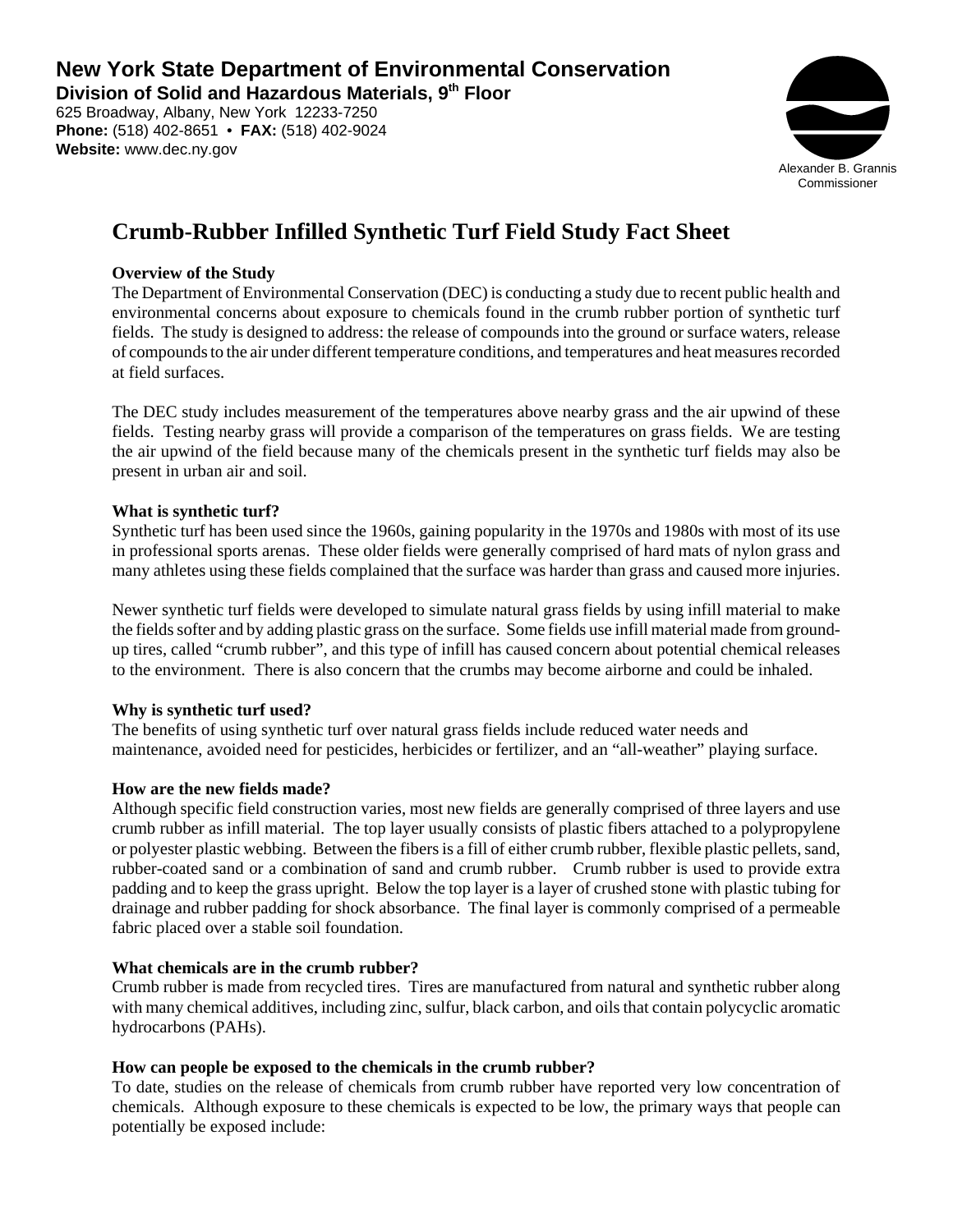**New York State Department of Environmental Conservation**
**Division of Solid and Hazardous Materials, 9th Floor**
625 Broadway, Albany, New York 12233-7250
**Phone:** (518) 402-8651 • **FAX:** (518) 402-9024
**Website:** www.dec.ny.gov

Alexander B. Grannis
Commissioner

# Crumb-Rubber Infilled Synthetic Turf Field Study Fact Sheet

**Overview of the Study**

The Department of Environmental Conservation (DEC) is conducting a study due to recent public health and environmental concerns about exposure to chemicals found in the crumb rubber portion of synthetic turf fields. The study is designed to address: the release of compounds into the ground or surface waters, release of compounds to the air under different temperature conditions, and temperatures and heat measures recorded at field surfaces.

The DEC study includes measurement of the temperatures above nearby grass and the air upwind of these fields. Testing nearby grass will provide a comparison of the temperatures on grass fields. We are testing the air upwind of the field because many of the chemicals present in the synthetic turf fields may also be present in urban air and soil.

**What is synthetic turf?**

Synthetic turf has been used since the 1960s, gaining popularity in the 1970s and 1980s with most of its use in professional sports arenas. These older fields were generally comprised of hard mats of nylon grass and many athletes using these fields complained that the surface was harder than grass and caused more injuries.

Newer synthetic turf fields were developed to simulate natural grass fields by using infill material to make the fields softer and by adding plastic grass on the surface. Some fields use infill material made from ground-up tires, called "crumb rubber", and this type of infill has caused concern about potential chemical releases to the environment. There is also concern that the crumbs may become airborne and could be inhaled.

**Why is synthetic turf used?**

The benefits of using synthetic turf over natural grass fields include reduced water needs and maintenance, avoided need for pesticides, herbicides or fertilizer, and an "all-weather" playing surface.

**How are the new fields made?**

Although specific field construction varies, most new fields are generally comprised of three layers and use crumb rubber as infill material. The top layer usually consists of plastic fibers attached to a polypropylene or polyester plastic webbing. Between the fibers is a fill of either crumb rubber, flexible plastic pellets, sand, rubber-coated sand or a combination of sand and crumb rubber. Crumb rubber is used to provide extra padding and to keep the grass upright. Below the top layer is a layer of crushed stone with plastic tubing for drainage and rubber padding for shock absorbance. The final layer is commonly comprised of a permeable fabric placed over a stable soil foundation.

**What chemicals are in the crumb rubber?**

Crumb rubber is made from recycled tires. Tires are manufactured from natural and synthetic rubber along with many chemical additives, including zinc, sulfur, black carbon, and oils that contain polycyclic aromatic hydrocarbons (PAHs).

**How can people be exposed to the chemicals in the crumb rubber?**

To date, studies on the release of chemicals from crumb rubber have reported very low concentration of chemicals. Although exposure to these chemicals is expected to be low, the primary ways that people can potentially be exposed include: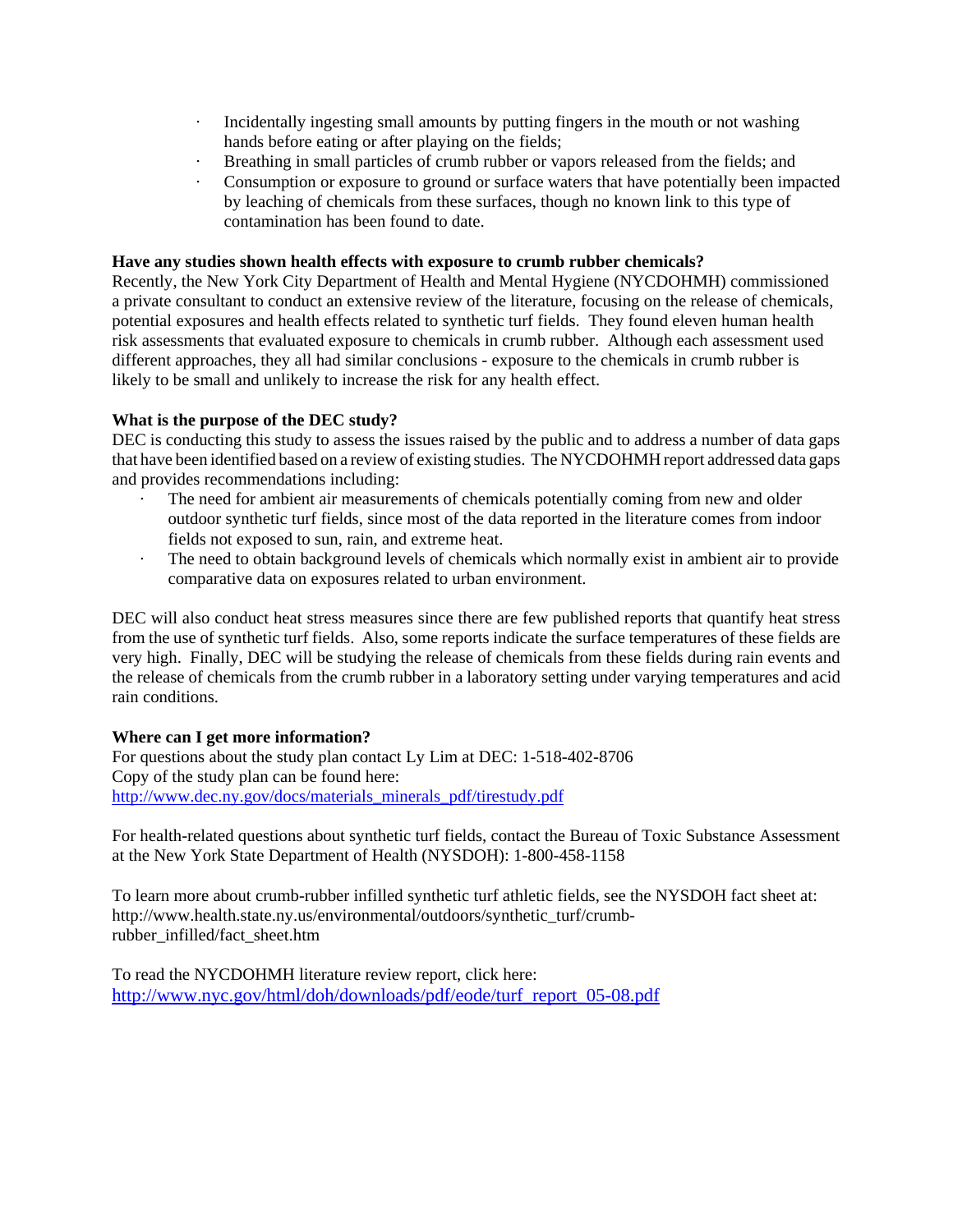- Incidentally ingesting small amounts by putting fingers in the mouth or not washing hands before eating or after playing on the fields;
- Breathing in small particles of crumb rubber or vapors released from the fields; and
- Consumption or exposure to ground or surface waters that have potentially been impacted by leaching of chemicals from these surfaces, though no known link to this type of contamination has been found to date.

**Have any studies shown health effects with exposure to crumb rubber chemicals?**
Recently, the New York City Department of Health and Mental Hygiene (NYCDOHMH) commissioned a private consultant to conduct an extensive review of the literature, focusing on the release of chemicals, potential exposures and health effects related to synthetic turf fields. They found eleven human health risk assessments that evaluated exposure to chemicals in crumb rubber. Although each assessment used different approaches, they all had similar conclusions - exposure to the chemicals in crumb rubber is likely to be small and unlikely to increase the risk for any health effect.

**What is the purpose of the DEC study?**
DEC is conducting this study to assess the issues raised by the public and to address a number of data gaps that have been identified based on a review of existing studies. The NYCDOHMH report addressed data gaps and provides recommendations including:

- The need for ambient air measurements of chemicals potentially coming from new and older outdoor synthetic turf fields, since most of the data reported in the literature comes from indoor fields not exposed to sun, rain, and extreme heat.
- The need to obtain background levels of chemicals which normally exist in ambient air to provide comparative data on exposures related to urban environment.

DEC will also conduct heat stress measures since there are few published reports that quantify heat stress from the use of synthetic turf fields. Also, some reports indicate the surface temperatures of these fields are very high. Finally, DEC will be studying the release of chemicals from these fields during rain events and the release of chemicals from the crumb rubber in a laboratory setting under varying temperatures and acid rain conditions.

**Where can I get more information?**
For questions about the study plan contact Ly Lim at DEC: 1-518-402-8706
Copy of the study plan can be found here:
http://www.dec.ny.gov/docs/materials_minerals_pdf/tirestudy.pdf

For health-related questions about synthetic turf fields, contact the Bureau of Toxic Substance Assessment at the New York State Department of Health (NYSDOH): 1-800-458-1158

To learn more about crumb-rubber infilled synthetic turf athletic fields, see the NYSDOH fact sheet at: http://www.health.state.ny.us/environmental/outdoors/synthetic_turf/crumb-rubber_infilled/fact_sheet.htm

To read the NYCDOHMH literature review report, click here:
http://www.nyc.gov/html/doh/downloads/pdf/eode/turf_report_05-08.pdf